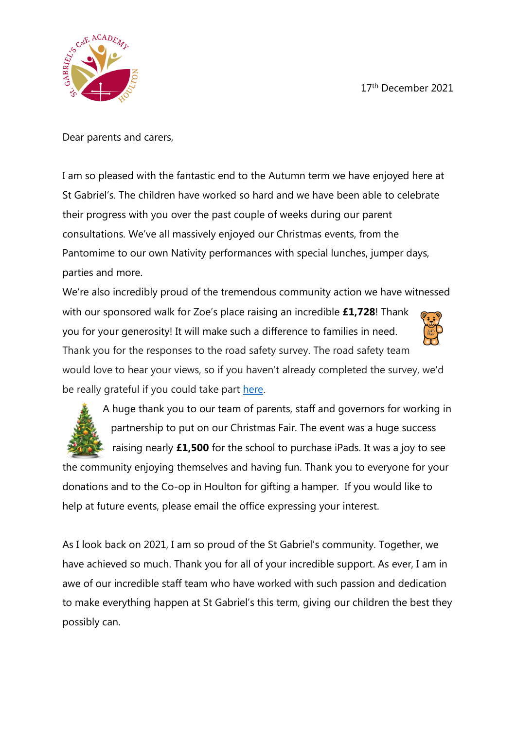17th December 2021

Dear parents and carers,

I am so pleased with the fantastic end to the Autumn term we have enjoyed here at St Gabriel's. The children have worked so hard and we have been able to celebrate their progress with you over the past couple of weeks during our parent consultations. We've all massively enjoyed our Christmas events, from the Pantomime to our own Nativity performances with special lunches, jumper days, parties and more.

We're also incredibly proud of the tremendous community action we have witnessed with our sponsored walk for Zoe's place raising an incredible **£1,728**! Thank you for your generosity! It will make such a difference to families in need.

Thank you for the responses to the road safety survey. The road safety team would love to hear your views, so if you haven't already completed the survey, we'd be really grateful if you could take part [here](#).

A huge thank you to our team of parents, staff and governors for working in partnership to put on our Christmas Fair. The event was a huge success raising nearly **£1,500** for the school to purchase iPads. It was a joy to see the community enjoying themselves and having fun. Thank you to everyone for your donations and to the Co-op in Houlton for gifting a hamper. If you would like to help at future events, please email the office expressing your interest.

As I look back on 2021, I am so proud of the St Gabriel's community. Together, we have achieved so much. Thank you for all of your incredible support. As ever, I am in awe of our incredible staff team who have worked with such passion and dedication to make everything happen at St Gabriel's this term, giving our children the best they possibly can.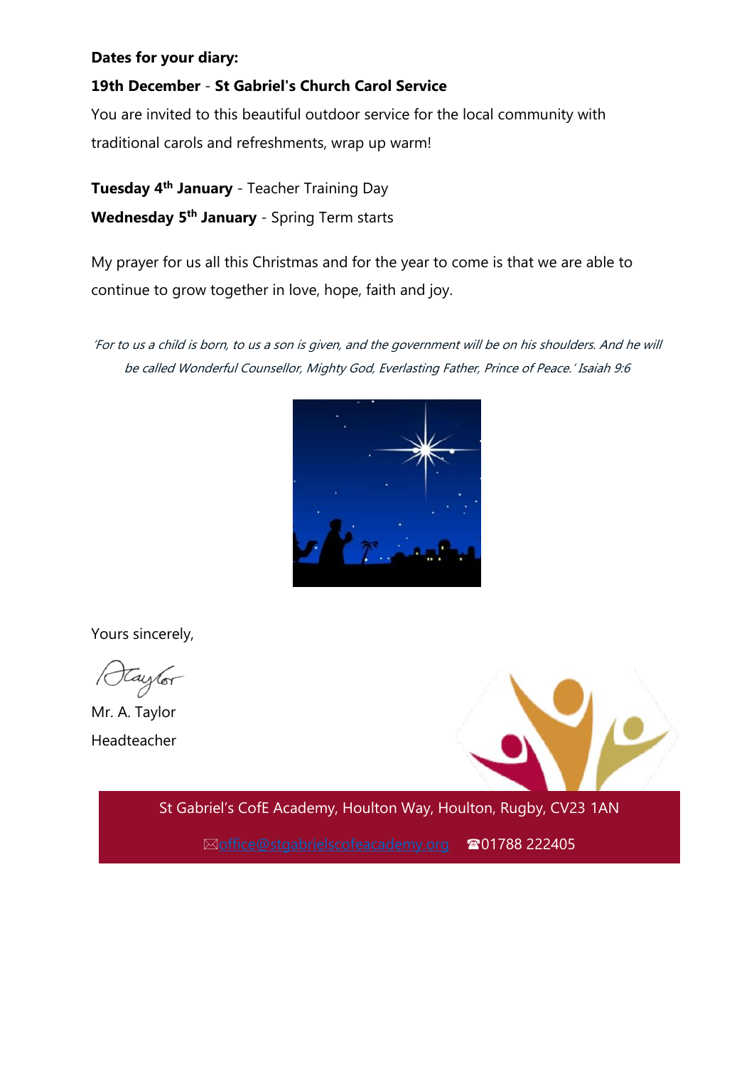**Dates for your diary:**

**19th December - St Gabriel's Church Carol Service**

You are invited to this beautiful outdoor service for the local community with traditional carols and refreshments, wrap up warm!

**Tuesday 4th January** - Teacher Training Day

**Wednesday 5th January** - Spring Term starts

My prayer for us all this Christmas and for the year to come is that we are able to continue to grow together in love, hope, faith and joy.

*'For to us a child is born, to us a son is given, and the government will be on his shoulders. And he will be called Wonderful Counsellor, Mighty God, Everlasting Father, Prince of Peace.' Isaiah 9:6*

Yours sincerely,

Mr. A. Taylor

Headteacher

St Gabriel's CofE Academy, Houlton Way, Houlton, Rugby, CV23 1AN

office@stgabrielscofeacademy.org ☎01788 222405